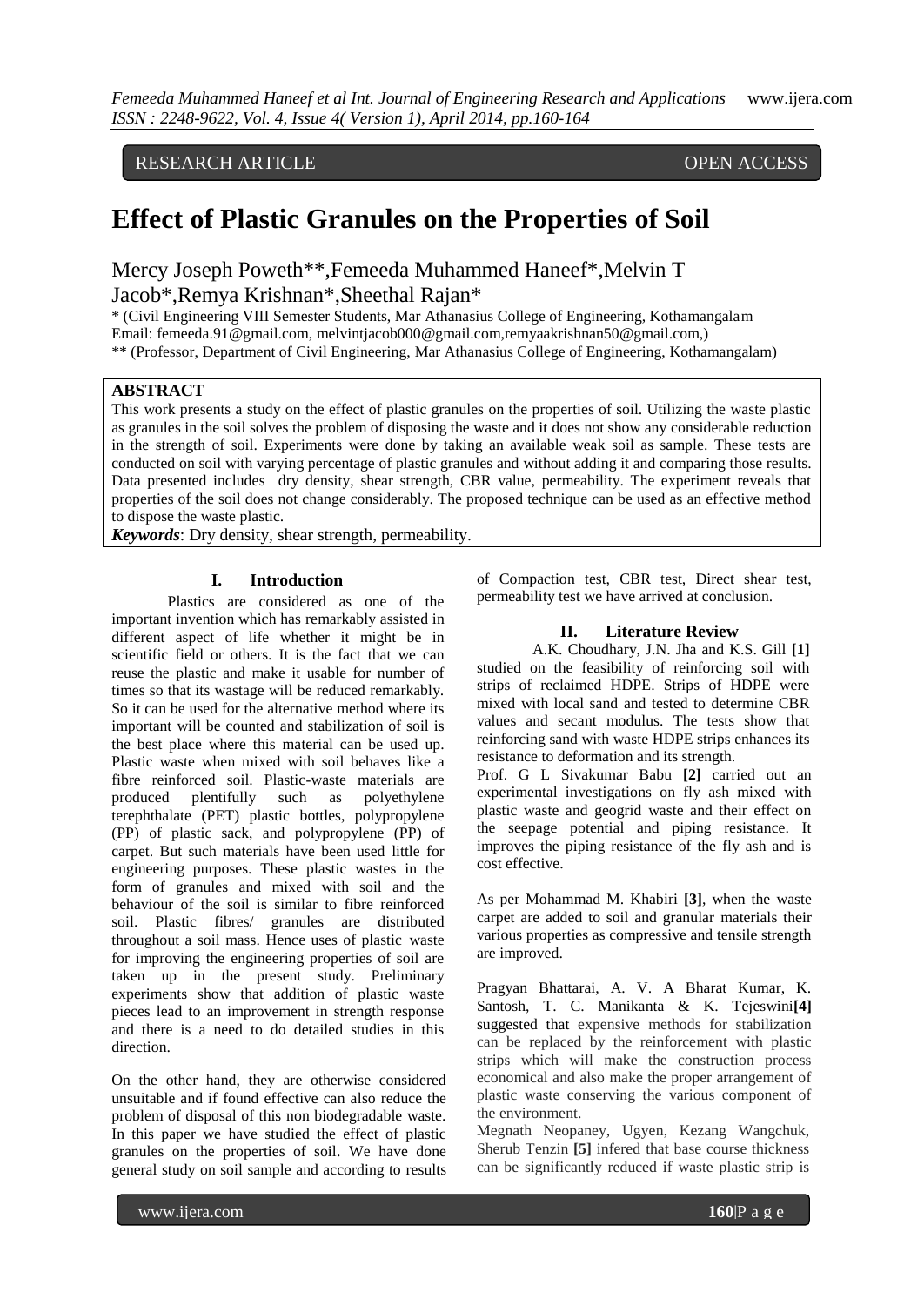RESEARCH ARTICLE OPEN ACCESS

# Effect of Plastic Granules on the Properties of Soil

Mercy Joseph Poweth**, Femeeda Muhammed Haneef*, Melvin T Jacob*, Remya Krishnan*, Sheethal Rajan*

* (Civil Engineering VIII Semester Students, Mar Athanasius College of Engineering, Kothamangalam
Email: femeeda.91@gmail.com, melvintjacob000@gmail.com, remyaakrishnan50@gmail.com,)
** (Professor, Department of Civil Engineering, Mar Athanasius College of Engineering, Kothamangalam)

## ABSTRACT

This work presents a study on the effect of plastic granules on the properties of soil. Utilizing the waste plastic as granules in the soil solves the problem of disposing the waste and it does not show any considerable reduction in the strength of soil. Experiments were done by taking an available weak soil as sample. These tests are conducted on soil with varying percentage of plastic granules and without adding it and comparing those results. Data presented includes dry density, shear strength, CBR value, permeability. The experiment reveals that properties of the soil does not change considerably. The proposed technique can be used as an effective method to dispose the waste plastic.

***Keywords***: Dry density, shear strength, permeability.

## I. Introduction

Plastics are considered as one of the important invention which has remarkably assisted in different aspect of life whether it might be in scientific field or others. It is the fact that we can reuse the plastic and make it usable for number of times so that its wastage will be reduced remarkably. So it can be used for the alternative method where its important will be counted and stabilization of soil is the best place where this material can be used up. Plastic waste when mixed with soil behaves like a fibre reinforced soil. Plastic-waste materials are produced plentifully such as polyethylene terephthalate (PET) plastic bottles, polypropylene (PP) of plastic sack, and polypropylene (PP) of carpet. But such materials have been used little for engineering purposes. These plastic wastes in the form of granules and mixed with soil and the behaviour of the soil is similar to fibre reinforced soil. Plastic fibres/ granules are distributed throughout a soil mass. Hence uses of plastic waste for improving the engineering properties of soil are taken up in the present study. Preliminary experiments show that addition of plastic waste pieces lead to an improvement in strength response and there is a need to do detailed studies in this direction.

On the other hand, they are otherwise considered unsuitable and if found effective can also reduce the problem of disposal of this non biodegradable waste. In this paper we have studied the effect of plastic granules on the properties of soil. We have done general study on soil sample and according to results of Compaction test, CBR test, Direct shear test, permeability test we have arrived at conclusion.

## II. Literature Review

A.K. Choudhary, J.N. Jha and K.S. Gill **[1]** studied on the feasibility of reinforcing soil with strips of reclaimed HDPE. Strips of HDPE were mixed with local sand and tested to determine CBR values and secant modulus. The tests show that reinforcing sand with waste HDPE strips enhances its resistance to deformation and its strength.

Prof. G L Sivakumar Babu **[2]** carried out an experimental investigations on fly ash mixed with plastic waste and geogrid waste and their effect on the seepage potential and piping resistance. It improves the piping resistance of the fly ash and is cost effective.

As per Mohammad M. Khabiri **[3]**, when the waste carpet are added to soil and granular materials their various properties as compressive and tensile strength are improved.

Pragyan Bhattarai, A. V. A Bharat Kumar, K. Santosh, T. C. Manikanta & K. Tejeswini**[4]** suggested that expensive methods for stabilization can be replaced by the reinforcement with plastic strips which will make the construction process economical and also make the proper arrangement of plastic waste conserving the various component of the environment.

Megnath Neopaney, Ugyen, Kezang Wangchuk, Sherub Tenzin **[5]** infered that base course thickness can be significantly reduced if waste plastic strip is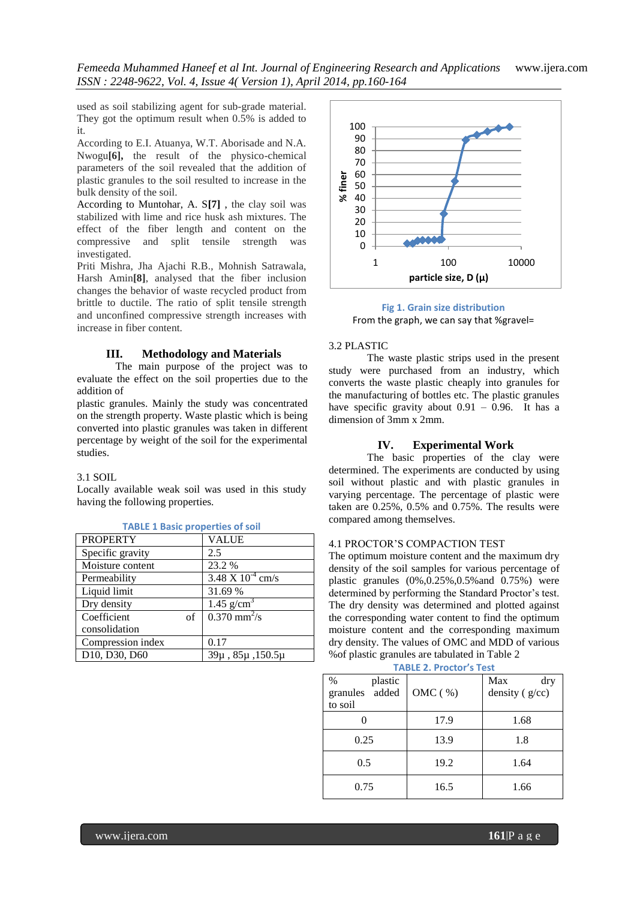used as soil stabilizing agent for sub-grade material. They got the optimum result when 0.5% is added to it.

According to E.I. Atuanya, W.T. Aborisade and N.A. Nwogu**[6]**, the result of the physico-chemical parameters of the soil revealed that the addition of plastic granules to the soil resulted to increase in the bulk density of the soil.

According to Muntohar, A. S**[7]** , the clay soil was stabilized with lime and rice husk ash mixtures. The effect of the fiber length and content on the compressive and split tensile strength was investigated.

Priti Mishra, Jha Ajachi R.B., Mohnish Satrawala, Harsh Amin**[8]**, analysed that the fiber inclusion changes the behavior of waste recycled product from brittle to ductile. The ratio of split tensile strength and unconfined compressive strength increases with increase in fiber content.

## III. Methodology and Materials

The main purpose of the project was to evaluate the effect on the soil properties due to the addition of plastic granules. Mainly the study was concentrated on the strength property. Waste plastic which is being converted into plastic granules was taken in different percentage by weight of the soil for the experimental studies.

### 3.1 SOIL

Locally available weak soil was used in this study having the following properties.

**TABLE 1 Basic properties of soil**

| PROPERTY | VALUE |
|---|---|
| Specific gravity | 2.5 |
| Moisture content | 23.2 % |
| Permeability | $3.48 \times 10^{-4}$ cm/s |
| Liquid limit | 31.69 % |
| Dry density | 1.45 $g/cm^3$ |
| Coefficient of consolidation | 0.370 $mm^2/s$ |
| Compression index | 0.17 |
| D10, D30, D60 | 39µ , 85µ ,150.5µ |

100
90
80
70
60
50
40
30
20
10
0
% finer
1
100
10000
particle size, D (µ)

**Fig 1. Grain size distribution**

From the graph, we can say that %gravel=

### 3.2 PLASTIC

The waste plastic strips used in the present study were purchased from an industry, which converts the waste plastic cheaply into granules for the manufacturing of bottles etc. The plastic granules have specific gravity about 0.91 – 0.96. It has a dimension of 3mm x 2mm.

## IV. Experimental Work

The basic properties of the clay were determined. The experiments are conducted by using soil without plastic and with plastic granules in varying percentage. The percentage of plastic were taken are 0.25%, 0.5% and 0.75%. The results were compared among themselves.

### 4.1 PROCTOR'S COMPACTION TEST

The optimum moisture content and the maximum dry density of the soil samples for various percentage of plastic granules (0%,0.25%,0.5%and 0.75%) were determined by performing the Standard Proctor's test. The dry density was determined and plotted against the corresponding water content to find the optimum moisture content and the corresponding maximum dry density. The values of OMC and MDD of various %of plastic granules are tabulated in Table 2

**TABLE 2. Proctor's Test**

| % plastic granules added to soil | OMC ( %) | Max dry density ( g/cc) |
|---|---|---|
| 0 | 17.9 | 1.68 |
| 0.25 | 13.9 | 1.8 |
| 0.5 | 19.2 | 1.64 |
| 0.75 | 16.5 | 1.66 |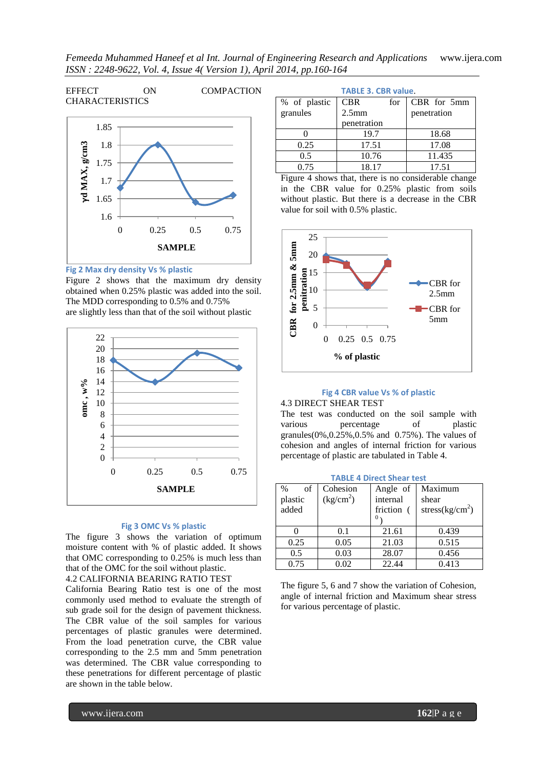EFFECT ON COMPACTION CHARACTERISTICS

Fig 2 Max dry density Vs % plastic

Figure 2 shows that the maximum dry density obtained when 0.25% plastic was added into the soil. The MDD corresponding to 0.5% and 0.75% are slightly less than that of the soil without plastic

Fig 3 OMC Vs % plastic

The figure 3 shows the variation of optimum moisture content with % of plastic added. It shows that OMC corresponding to 0.25% is much less than that of the OMC for the soil without plastic.

4.2 CALIFORNIA BEARING RATIO TEST

California Bearing Ratio test is one of the most commonly used method to evaluate the strength of sub grade soil for the design of pavement thickness. The CBR value of the soil samples for various percentages of plastic granules were determined. From the load penetration curve, the CBR value corresponding to the 2.5 mm and 5mm penetration was determined. The CBR value corresponding to these penetrations for different percentage of plastic are shown in the table below.

TABLE 3. CBR value.

| % of plastic granules | CBR for 2.5mm penetration | CBR for 5mm penetration |
|---|---|---|
| 0 | 19.7 | 18.68 |
| 0.25 | 17.51 | 17.08 |
| 0.5 | 10.76 | 11.435 |
| 0.75 | 18.17 | 17.51 |

Figure 4 shows that, there is no considerable change in the CBR value for 0.25% plastic from soils without plastic. But there is a decrease in the CBR value for soil with 0.5% plastic.

Fig 4 CBR value Vs % of plastic

4.3 DIRECT SHEAR TEST

The test was conducted on the soil sample with various percentage of plastic granules(0%,0.25%,0.5% and 0.75%). The values of cohesion and angles of internal friction for various percentage of plastic are tabulated in Table 4.

TABLE 4 Direct Shear test

| % of plastic added | Cohesion ($kg/cm^2$) | Angle of internal friction ( $^0$ ) | Maximum shear stress($kg/cm^2$) |
|---|---|---|---|
| 0 | 0.1 | 21.61 | 0.439 |
| 0.25 | 0.05 | 21.03 | 0.515 |
| 0.5 | 0.03 | 28.07 | 0.456 |
| 0.75 | 0.02 | 22.44 | 0.413 |

The figure 5, 6 and 7 show the variation of Cohesion, angle of internal friction and Maximum shear stress for various percentage of plastic.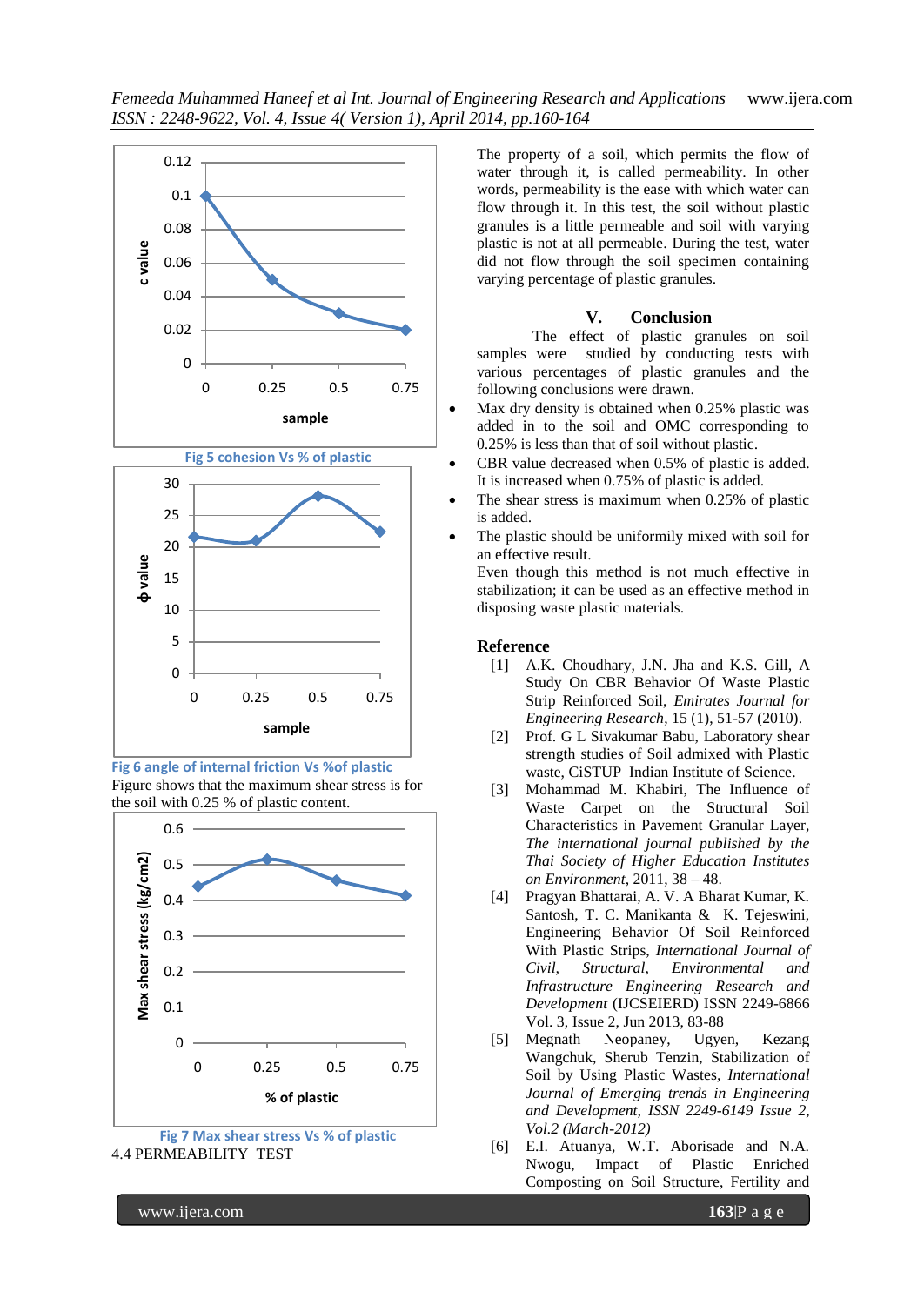0.12
0.1
0.08
0.06
0.04
0.02
0
c value
0 0.25 0.5 0.75
sample

Fig 5 cohesion Vs % of plastic

30
25
20
15
10
5
0
ϕ value
0 0.25 0.5 0.75
sample

Fig 6 angle of internal friction Vs %of plastic

Figure shows that the maximum shear stress is for the soil with 0.25 % of plastic content.

0.6
0.5
0.4
0.3
0.2
0.1
0
Max shear stress (kg/cm2)
0 0.25 0.5 0.75
% of plastic

Fig 7 Max shear stress Vs % of plastic

4.4 PERMEABILITY TEST

The property of a soil, which permits the flow of water through it, is called permeability. In other words, permeability is the ease with which water can flow through it. In this test, the soil without plastic granules is a little permeable and soil with varying plastic is not at all permeable. During the test, water did not flow through the soil specimen containing varying percentage of plastic granules.

## V. Conclusion

The effect of plastic granules on soil samples were studied by conducting tests with various percentages of plastic granules and the following conclusions were drawn.

- Max dry density is obtained when 0.25% plastic was added in to the soil and OMC corresponding to 0.25% is less than that of soil without plastic.
- CBR value decreased when 0.5% of plastic is added. It is increased when 0.75% of plastic is added.
- The shear stress is maximum when 0.25% of plastic is added.
- The plastic should be uniformly mixed with soil for an effective result.

Even though this method is not much effective in stabilization; it can be used as an effective method in disposing waste plastic materials.

## Reference

[1] A.K. Choudhary, J.N. Jha and K.S. Gill, A Study On CBR Behavior Of Waste Plastic Strip Reinforced Soil, *Emirates Journal for Engineering Research*, 15 (1), 51-57 (2010).

[2] Prof. G L Sivakumar Babu, Laboratory shear strength studies of Soil admixed with Plastic waste, CiSTUP Indian Institute of Science.

[3] Mohammad M. Khabiri, The Influence of Waste Carpet on the Structural Soil Characteristics in Pavement Granular Layer, *The international journal published by the Thai Society of Higher Education Institutes on Environment*, 2011, 38 – 48.

[4] Pragyan Bhattarai, A. V. A Bharat Kumar, K. Santosh, T. C. Manikanta & K. Tejeswini, Engineering Behavior Of Soil Reinforced With Plastic Strips, *International Journal of Civil, Structural, Environmental and Infrastructure Engineering Research and Development* (IJCSEIERD) ISSN 2249-6866 Vol. 3, Issue 2, Jun 2013, 83-88

[5] Megnath Neopaney, Ugyen, Kezang Wangchuk, Sherub Tenzin, Stabilization of Soil by Using Plastic Wastes, *International Journal of Emerging trends in Engineering and Development, ISSN 2249-6149 Issue 2, Vol.2 (March-2012)*

[6] E.I. Atuanya, W.T. Aborisade and N.A. Nwogu, Impact of Plastic Enriched Composting on Soil Structure, Fertility and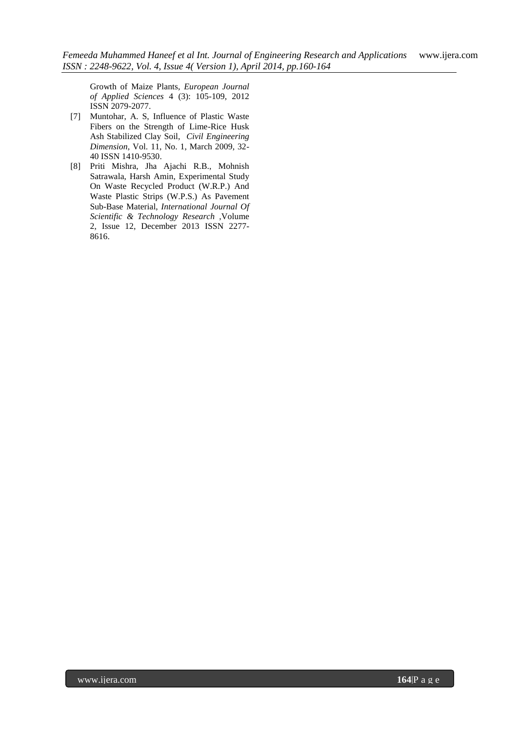Growth of Maize Plants, *European Journal of Applied Sciences* 4 (3): 105-109, 2012 ISSN 2079-2077.

[7] Muntohar, A. S, Influence of Plastic Waste Fibers on the Strength of Lime-Rice Husk Ash Stabilized Clay Soil, *Civil Engineering Dimension*, Vol. 11, No. 1, March 2009, 32-40 ISSN 1410-9530.

[8] Priti Mishra, Jha Ajachi R.B., Mohnish Satrawala, Harsh Amin, Experimental Study On Waste Recycled Product (W.R.P.) And Waste Plastic Strips (W.P.S.) As Pavement Sub-Base Material, *International Journal Of Scientific & Technology Research* ,Volume 2, Issue 12, December 2013 ISSN 2277-8616.